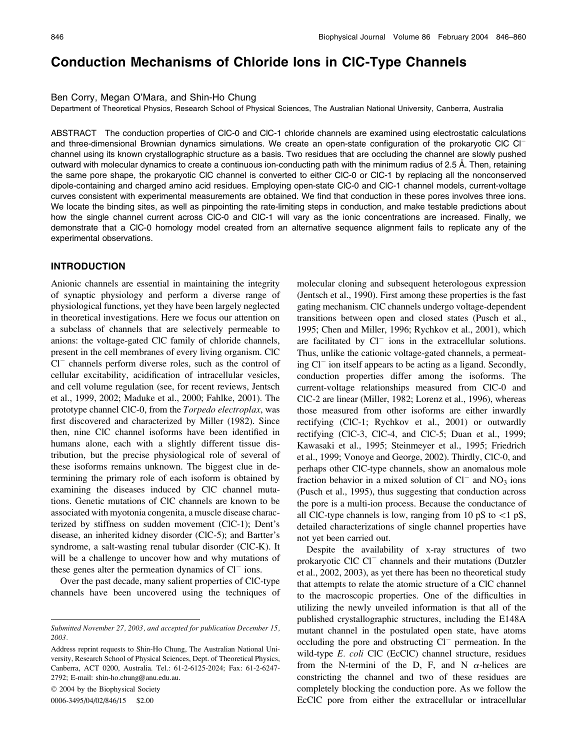# Conduction Mechanisms of Chloride Ions in ClC-Type Channels

Ben Corry, Megan O'Mara, and Shin-Ho Chung

Department of Theoretical Physics, Research School of Physical Sciences, The Australian National University, Canberra, Australia

ABSTRACT The conduction properties of ClC-0 and ClC-1 chloride channels are examined using electrostatic calculations and three-dimensional Brownian dynamics simulations. We create an open-state configuration of the prokaryotic ClC $Cl^-$ channel using its known crystallographic structure as a basis. Two residues that are occluding the channel are slowly pushed outward with molecular dynamics to create a continuous ion-conducting path with the minimum radius of 2.5 Å. Then, retaining the same pore shape, the prokaryotic ClC channel is converted to either ClC-0 or ClC-1 by replacing all the nonconserved dipole-containing and charged amino acid residues. Employing open-state ClC-0 and ClC-1 channel models, current-voltage curves consistent with experimental measurements are obtained. We find that conduction in these pores involves three ions. We locate the binding sites, as well as pinpointing the rate-limiting steps in conduction, and make testable predictions about how the single channel current across ClC-0 and ClC-1 will vary as the ionic concentrations are increased. Finally, we demonstrate that a ClC-0 homology model created from an alternative sequence alignment fails to replicate any of the experimental observations.

## INTRODUCTION

Anionic channels are essential in maintaining the integrity of synaptic physiology and perform a diverse range of physiological functions, yet they have been largely neglected in theoretical investigations. Here we focus our attention on a subclass of channels that are selectively permeable to anions: the voltage-gated ClC family of chloride channels, present in the cell membranes of every living organism. ClC $Cl^-$ channels perform diverse roles, such as the control of cellular excitability, acidification of intracellular vesicles, and cell volume regulation (see, for recent reviews, Jentsch et al., 1999, 2002; Maduke et al., 2000; Fahlke, 2001). The prototype channel ClC-0, from the *Torpedo electroplax*, was first discovered and characterized by Miller (1982). Since then, nine ClC channel isoforms have been identified in humans alone, each with a slightly different tissue distribution, but the precise physiological role of several of these isoforms remains unknown. The biggest clue in determining the primary role of each isoform is obtained by examining the diseases induced by ClC channel mutations. Genetic mutations of ClC channels are known to be associated with myotonia congenita, a muscle disease characterized by stiffness on sudden movement (ClC-1); Dent's disease, an inherited kidney disorder (ClC-5); and Bartter's syndrome, a salt-wasting renal tubular disorder (ClC-K). It will be a challenge to uncover how and why mutations of these genes alter the permeation dynamics of $Cl^-$ ions.

Over the past decade, many salient properties of ClC-type channels have been uncovered using the techniques of molecular cloning and subsequent heterologous expression (Jentsch et al., 1990). First among these properties is the fast gating mechanism. ClC channels undergo voltage-dependent transitions between open and closed states (Pusch et al., 1995; Chen and Miller, 1996; Rychkov et al., 2001), which are facilitated by $Cl^-$ ions in the extracellular solutions. Thus, unlike the cationic voltage-gated channels, a permeating $Cl^-$ ion itself appears to be acting as a ligand. Secondly, conduction properties differ among the isoforms. The current-voltage relationships measured from ClC-0 and ClC-2 are linear (Miller, 1982; Lorenz et al., 1996), whereas those measured from other isoforms are either inwardly rectifying (ClC-1; Rychkov et al., 2001) or outwardly rectifying (ClC-3, ClC-4, and ClC-5; Duan et al., 1999; Kawasaki et al., 1995; Steinmeyer et al., 1995; Friedrich et al., 1999; Vonoye and George, 2002). Thirdly, ClC-0, and perhaps other ClC-type channels, show an anomalous mole fraction behavior in a mixed solution of $Cl^-$ and $NO_3$ ions (Pusch et al., 1995), thus suggesting that conduction across the pore is a multi-ion process. Because the conductance of all ClC-type channels is low, ranging from 10 pS to <1 pS, detailed characterizations of single channel properties have not yet been carried out.

Despite the availability of x-ray structures of two prokaryotic ClC $Cl^-$ channels and their mutations (Dutzler et al., 2002, 2003), as yet there has been no theoretical study that attempts to relate the atomic structure of a ClC channel to the macroscopic properties. One of the difficulties in utilizing the newly unveiled information is that all of the published crystallographic structures, including the E148A mutant channel in the postulated open state, have atoms occluding the pore and obstructing $Cl^-$ permeation. In the wild-type *E. coli* ClC (EcClC) channel structure, residues from the N-termini of the D, F, and N $\alpha$-helices are constricting the channel and two of these residues are completely blocking the conduction pore. As we follow the EcClC pore from either the extracellular or intracellular

---

*Submitted November 27, 2003, and accepted for publication December 15, 2003.*

Address reprint requests to Shin-Ho Chung, The Australian National University, Research School of Physical Sciences, Dept. of Theoretical Physics, Canberra, ACT 0200, Australia. Tel.: 61-2-6125-2024; Fax: 61-2-6247-2792; E-mail: shin-ho.chung@anu.edu.au.

© 2004 by the Biophysical Society

0006-3495/04/02/846/15 $2.00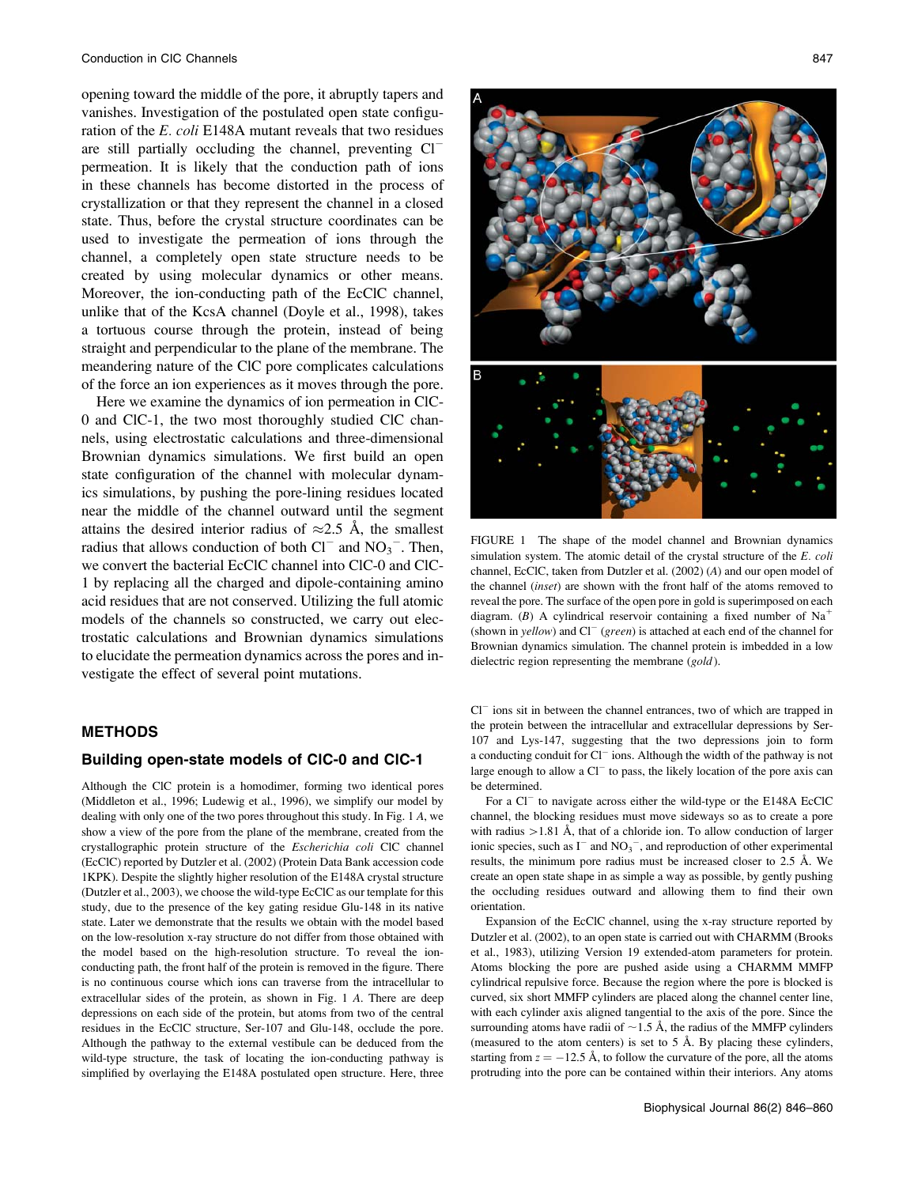opening toward the middle of the pore, it abruptly tapers and vanishes. Investigation of the postulated open state configuration of the *E. coli* E148A mutant reveals that two residues are still partially occluding the channel, preventing $Cl^-$ permeation. It is likely that the conduction path of ions in these channels has become distorted in the process of crystallization or that they represent the channel in a closed state. Thus, before the crystal structure coordinates can be used to investigate the permeation of ions through the channel, a completely open state structure needs to be created by using molecular dynamics or other means. Moreover, the ion-conducting path of the EcClC channel, unlike that of the KcsA channel (Doyle et al., 1998), takes a tortuous course through the protein, instead of being straight and perpendicular to the plane of the membrane. The meandering nature of the ClC pore complicates calculations of the force an ion experiences as it moves through the pore.

Here we examine the dynamics of ion permeation in ClC-0 and ClC-1, the two most thoroughly studied ClC channels, using electrostatic calculations and three-dimensional Brownian dynamics simulations. We first build an open state configuration of the channel with molecular dynamics simulations, by pushing the pore-lining residues located near the middle of the channel outward until the segment attains the desired interior radius of ≈2.5 Å, the smallest radius that allows conduction of both $Cl^-$ and $NO_3^-$. Then, we convert the bacterial EcClC channel into ClC-0 and ClC-1 by replacing all the charged and dipole-containing amino acid residues that are not conserved. Utilizing the full atomic models of the channels so constructed, we carry out electrostatic calculations and Brownian dynamics simulations to elucidate the permeation dynamics across the pores and investigate the effect of several point mutations.

FIGURE 1 The shape of the model channel and Brownian dynamics simulation system. The atomic detail of the crystal structure of the *E. coli* channel, EcClC, taken from Dutzler et al. (2002) (*A*) and our open model of the channel (*inset*) are shown with the front half of the atoms removed to reveal the pore. The surface of the open pore in gold is superimposed on each diagram. (*B*) A cylindrical reservoir containing a fixed number of $Na^+$ (shown in *yellow*) and $Cl^-$ (*green*) is attached at each end of the channel for Brownian dynamics simulation. The channel protein is imbedded in a low dielectric region representing the membrane (*gold*).

## METHODS

### Building open-state models of ClC-0 and ClC-1

Although the ClC protein is a homodimer, forming two identical pores (Middleton et al., 1996; Ludewig et al., 1996), we simplify our model by dealing with only one of the two pores throughout this study. In Fig. 1 *A*, we show a view of the pore from the plane of the membrane, created from the crystallographic protein structure of the *Escherichia coli* ClC channel (EcClC) reported by Dutzler et al. (2002) (Protein Data Bank accession code 1KPK). Despite the slightly higher resolution of the E148A crystal structure (Dutzler et al., 2003), we choose the wild-type EcClC as our template for this study, due to the presence of the key gating residue Glu-148 in its native state. Later we demonstrate that the results we obtain with the model based on the low-resolution x-ray structure do not differ from those obtained with the model based on the high-resolution structure. To reveal the ion-conducting path, the front half of the protein is removed in the figure. There is no continuous course which ions can traverse from the intracellular to extracellular sides of the protein, as shown in Fig. 1 *A*. There are deep depressions on each side of the protein, but atoms from two of the central residues in the EcClC structure, Ser-107 and Glu-148, occlude the pore. Although the pathway to the external vestibule can be deduced from the wild-type structure, the task of locating the ion-conducting pathway is simplified by overlaying the E148A postulated open structure. Here, three $Cl^-$ ions sit in between the channel entrances, two of which are trapped in the protein between the intracellular and extracellular depressions by Ser-107 and Lys-147, suggesting that the two depressions join to form a conducting conduit for $Cl^-$ ions. Although the width of the pathway is not large enough to allow a $Cl^-$ to pass, the likely location of the pore axis can be determined.

For a $Cl^-$ to navigate across either the wild-type or the E148A EcClC channel, the blocking residues must move sideways so as to create a pore with radius >1.81 Å, that of a chloride ion. To allow conduction of larger ionic species, such as $I^-$ and $NO_3^-$, and reproduction of other experimental results, the minimum pore radius must be increased closer to 2.5 Å. We create an open state shape in as simple a way as possible, by gently pushing the occluding residues outward and allowing them to find their own orientation.

Expansion of the EcClC channel, using the x-ray structure reported by Dutzler et al. (2002), to an open state is carried out with CHARMM (Brooks et al., 1983), utilizing Version 19 extended-atom parameters for protein. Atoms blocking the pore are pushed aside using a CHARMM MMFP cylindrical repulsive force. Because the region where the pore is blocked is curved, six short MMFP cylinders are placed along the channel center line, with each cylinder axis aligned tangential to the axis of the pore. Since the surrounding atoms have radii of ~1.5 Å, the radius of the MMFP cylinders (measured to the atom centers) is set to 5 Å. By placing these cylinders, starting from $z = -12.5$ Å, to follow the curvature of the pore, all the atoms protruding into the pore can be contained within their interiors. Any atoms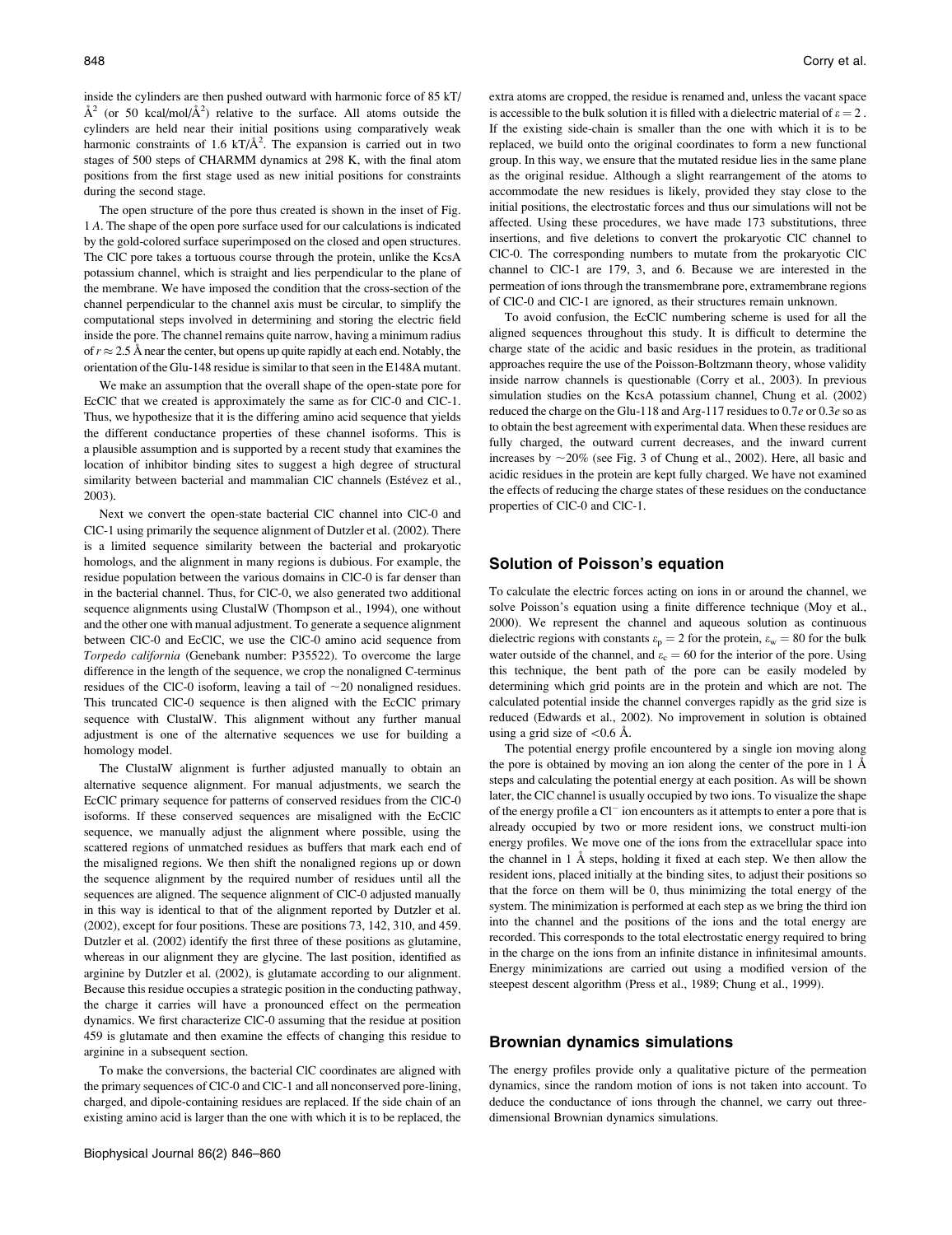inside the cylinders are then pushed outward with harmonic force of 85 kT/$\text{Å}^2$ (or 50 kcal/mol/$\text{Å}^2$) relative to the surface. All atoms outside the cylinders are held near their initial positions using comparatively weak harmonic constraints of 1.6 kT/$\text{Å}^2$. The expansion is carried out in two stages of 500 steps of CHARMM dynamics at 298 K, with the final atom positions from the first stage used as new initial positions for constraints during the second stage.

The open structure of the pore thus created is shown in the inset of Fig. 1 *A*. The shape of the open pore surface used for our calculations is indicated by the gold-colored surface superimposed on the closed and open structures. The ClC pore takes a tortuous course through the protein, unlike the KcsA potassium channel, which is straight and lies perpendicular to the plane of the membrane. We have imposed the condition that the cross-section of the channel perpendicular to the channel axis must be circular, to simplify the computational steps involved in determining and storing the electric field inside the pore. The channel remains quite narrow, having a minimum radius of $r \approx 2.5$ Å near the center, but opens up rapidly at each end. Notably, the orientation of the Glu-148 residue is similar to that seen in the E148A mutant.

We make an assumption that the overall shape of the open-state pore for EcClC that we created is approximately the same as for ClC-0 and ClC-1. Thus, we hypothesize that it is the differing amino acid sequence that yields the different conductance properties of these channel isoforms. This is a plausible assumption and is supported by a recent study that examines the location of inhibitor binding sites to suggest a high degree of structural similarity between bacterial and mammalian ClC channels (Estévez et al., 2003).

Next we convert the open-state bacterial ClC channel into ClC-0 and ClC-1 using primarily the sequence alignment of Dutzler et al. (2002). There is a limited sequence similarity between the bacterial and prokaryotic homologs, and the alignment in many regions is dubious. For example, the residue population between the various domains in ClC-0 is far denser than in the bacterial channel. Thus, for ClC-0, we also generated two additional sequence alignments using ClustalW (Thompson et al., 1994), one without and the other one with manual adjustment. To generate a sequence alignment between ClC-0 and EcClC, we use the ClC-0 amino acid sequence from *Torpedo california* (Genebank number: P35522). To overcome the large difference in the length of the sequence, we crop the nonaligned C-terminus residues of the ClC-0 isoform, leaving a tail of ~20 nonaligned residues. This truncated ClC-0 sequence is then aligned with the EcClC primary sequence with ClustalW. This alignment without any further manual adjustment is one of the alternative sequences we use for building a homology model.

The ClustalW alignment is further adjusted manually to obtain an alternative sequence alignment. For manual adjustments, we search the EcClC primary sequence for patterns of conserved residues from the ClC-0 isoforms. If these conserved sequences are misaligned with the EcClC sequence, we manually adjust the alignment where possible, using the scattered regions of unmatched residues as buffers that mark each end of the misaligned regions. We then shift the nonaligned regions up or down the sequence alignment by the required number of residues until all the sequences are aligned. The sequence alignment of ClC-0 adjusted manually in this way is identical to that of the alignment reported by Dutzler et al. (2002), except for four positions. These are positions 73, 142, 310, and 459. Dutzler et al. (2002) identify the first three of these positions as glutamine, whereas in our alignment they are glycine. The last position, identified as arginine by Dutzler et al. (2002), is glutamate according to our alignment. Because this residue occupies a strategic position in the conducting pathway, the charge it carries will have a pronounced effect on the permeation dynamics. We first characterize ClC-0 assuming that the residue at position 459 is glutamate and then examine the effects of changing this residue to arginine in a subsequent section.

To make the conversions, the bacterial ClC coordinates are aligned with the primary sequences of ClC-0 and ClC-1 and all nonconserved pore-lining, charged, and dipole-containing residues are replaced. If the side chain of an existing amino acid is larger than the one with which it is to be replaced, the extra atoms are cropped, the residue is renamed and, unless the vacant space is accessible to the bulk solution it is filled with a dielectric material of $\varepsilon = 2$. If the existing side-chain is smaller than the one with which it is to be replaced, we build onto the original coordinates to form a new functional group. In this way, we ensure that the mutated residue lies in the same plane as the original residue. Although a slight rearrangement of the atoms to accommodate the new residues is likely, provided they stay close to the initial positions, the electrostatic forces and thus our simulations will not be affected. Using these procedures, we have made 173 substitutions, three insertions, and five deletions to convert the prokaryotic ClC channel to ClC-0. The corresponding numbers to mutate from the prokaryotic ClC channel to ClC-1 are 179, 3, and 6. Because we are interested in the permeation of ions through the transmembrane pore, extramembrane regions of ClC-0 and ClC-1 are ignored, as their structures remain unknown.

To avoid confusion, the EcClC numbering scheme is used for all the aligned sequences throughout this study. It is difficult to determine the charge state of the acidic and basic residues in the protein, as traditional approaches require the use of the Poisson-Boltzmann theory, whose validity inside narrow channels is questionable (Corry et al., 2003). In previous simulation studies on the KcsA potassium channel, Chung et al. (2002) reduced the charge on the Glu-118 and Arg-117 residues to $0.7e$ or $0.3e$ so as to obtain the best agreement with experimental data. When these residues are fully charged, the outward current decreases, and the inward current increases by ~20% (see Fig. 3 of Chung et al., 2002). Here, all basic and acidic residues in the protein are kept fully charged. We have not examined the effects of reducing the charge states of these residues on the conductance properties of ClC-0 and ClC-1.

## Solution of Poisson's equation

To calculate the electric forces acting on ions in or around the channel, we solve Poisson's equation using a finite difference technique (Moy et al., 2000). We represent the channel and aqueous solution as continuous dielectric regions with constants $\varepsilon_p = 2$ for the protein, $\varepsilon_w = 80$ for the bulk water outside of the channel, and $\varepsilon_c = 60$ for the interior of the pore. Using this technique, the bent path of the pore can be easily modeled by determining which grid points are in the protein and which are not. The calculated potential inside the channel converges rapidly as the grid size is reduced (Edwards et al., 2002). No improvement in solution is obtained using a grid size of $<0.6$ Å.

The potential energy profile encountered by a single ion moving along the pore is obtained by moving an ion along the center of the pore in 1 Å steps and calculating the potential energy at each position. As will be shown later, the ClC channel is usually occupied by two ions. To visualize the shape of the energy profile a $Cl^-$ ion encounters as it attempts to enter a pore that is already occupied by two or more resident ions, we construct multi-ion energy profiles. We move one of the ions from the extracellular space into the channel in 1 Å steps, holding it fixed at each step. We then allow the resident ions, placed initially at the binding sites, to adjust their positions so that the force on them will be 0, thus minimizing the total energy of the system. The minimization is performed at each step as we bring the third ion into the channel and the positions of the ions and the total energy are recorded. This corresponds to the total electrostatic energy required to bring in the charge on the ions from an infinite distance in infinitesimal amounts. Energy minimizations are carried out using a modified version of the steepest descent algorithm (Press et al., 1989; Chung et al., 1999).

## Brownian dynamics simulations

The energy profiles provide only a qualitative picture of the permeation dynamics, since the random motion of ions is not taken into account. To deduce the conductance of ions through the channel, we carry out three-dimensional Brownian dynamics simulations.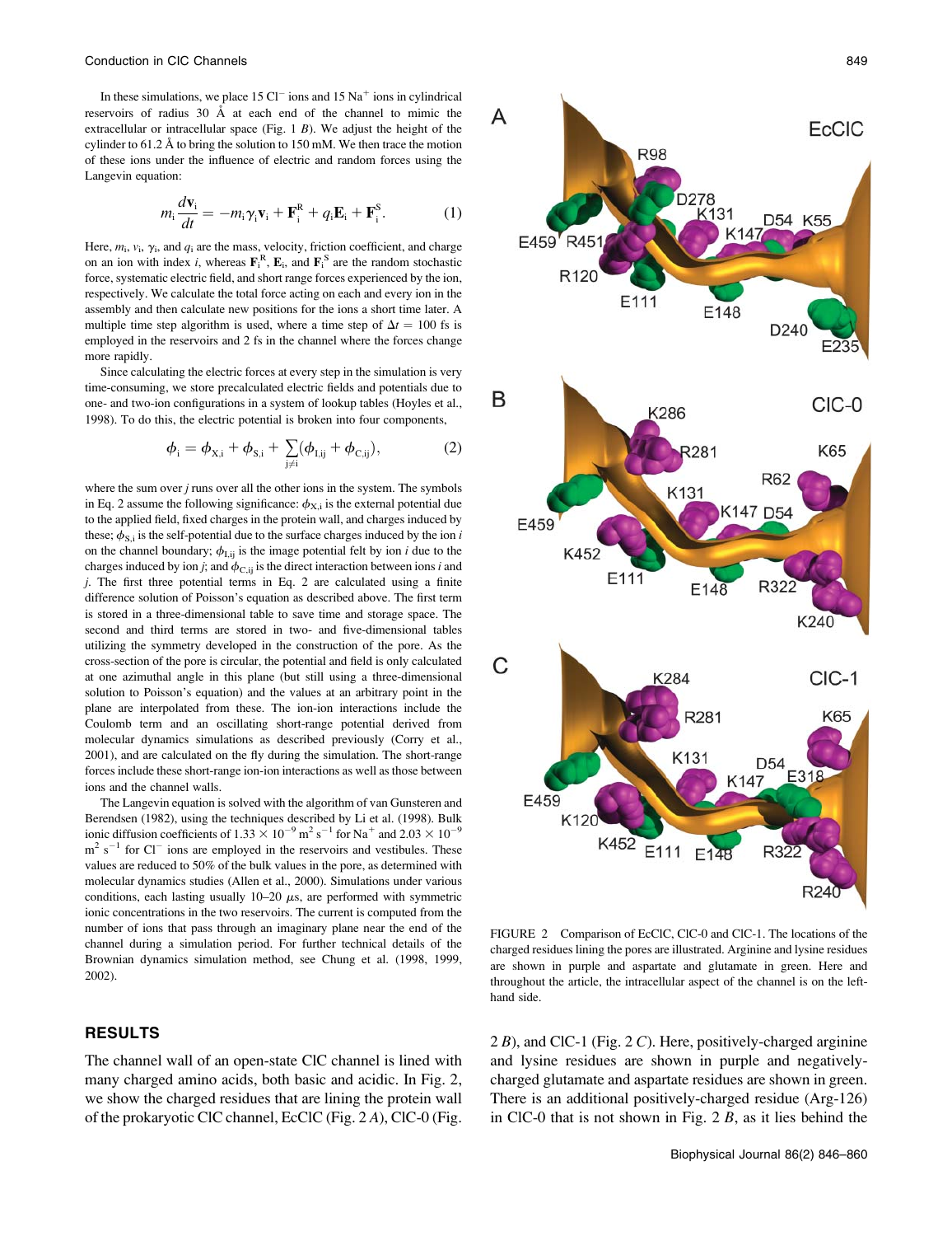In these simulations, we place 15 $Cl^-$ ions and 15 $Na^+$ ions in cylindrical reservoirs of radius 30 Å at each end of the channel to mimic the extracellular or intracellular space (Fig. 1 *B*). We adjust the height of the cylinder to 61.2 Å to bring the solution to 150 mM. We then trace the motion of these ions under the influence of electric and random forces using the Langevin equation:

$$m_i \frac{d\mathbf{v}_i}{dt} = -m_i \gamma_i \mathbf{v}_i + \mathbf{F}_i^R + q_i \mathbf{E}_i + \mathbf{F}_i^S. \tag{1}$$

Here, $m_i$, $v_i$, $\gamma_i$, and $q_i$ are the mass, velocity, friction coefficient, and charge on an ion with index *i*, whereas $\mathbf{F}_i^R$, $\mathbf{E}_i$, and $\mathbf{F}_i^S$ are the random stochastic force, systematic electric field, and short range forces experienced by the ion, respectively. We calculate the total force acting on each and every ion in the assembly and then calculate new positions for the ions a short time later. A multiple time step algorithm is used, where a time step of $\Delta t = 100$ fs is employed in the reservoirs and 2 fs in the channel where the forces change more rapidly.

Since calculating the electric forces at every step in the simulation is very time-consuming, we store precalculated electric fields and potentials due to one- and two-ion configurations in a system of lookup tables (Hoyles et al., 1998). To do this, the electric potential is broken into four components,

$$\phi_i = \phi_{X,i} + \phi_{S,i} + \sum_{j \neq i} (\phi_{I,ij} + \phi_{C,ij}), \tag{2}$$

where the sum over *j* runs over all the other ions in the system. The symbols in Eq. 2 assume the following significance: $\phi_{X,i}$ is the external potential due to the applied field, fixed charges in the protein wall, and charges induced by these; $\phi_{S,i}$ is the self-potential due to the surface charges induced by the ion *i* on the channel boundary; $\phi_{I,ij}$ is the image potential felt by ion *i* due to the charges induced by ion *j*; and $\phi_{C,ij}$ is the direct interaction between ions *i* and *j*. The first three potential terms in Eq. 2 are calculated using a finite difference solution of Poisson's equation as described above. The first term is stored in a three-dimensional table to save time and storage space. The second and third terms are stored in two- and five-dimensional tables utilizing the symmetry developed in the construction of the pore. As the cross-section of the pore is circular, the potential and field is only calculated at one azimuthal angle in this plane (but still using a three-dimensional solution to Poisson's equation) and the values at an arbitrary point in the plane are interpolated from these. The ion-ion interactions include the Coulomb term and an oscillating short-range potential derived from molecular dynamics simulations as described previously (Corry et al., 2001), and are calculated on the fly during the simulation. The short-range forces include these short-range ion-ion interactions as well as those between ions and the channel walls.

The Langevin equation is solved with the algorithm of van Gunsteren and Berendsen (1982), using the techniques described by Li et al. (1998). Bulk ionic diffusion coefficients of $1.33 \times 10^{-9}$ $m^2$ $s^{-1}$ for $Na^+$ and $2.03 \times 10^{-9}$ $m^2$ $s^{-1}$ for $Cl^-$ ions are employed in the reservoirs and vestibules. These values are reduced to 50% of the bulk values in the pore, as determined with molecular dynamics studies (Allen et al., 2000). Simulations under various conditions, each lasting usually 10–20 $\mu$s, are performed with symmetric ionic concentrations in the two reservoirs. The current is computed from the number of ions that pass through an imaginary plane near the end of the channel during a simulation period. For further technical details of the Brownian dynamics simulation method, see Chung et al. (1998, 1999, 2002).

FIGURE 2 Comparison of EcClC, ClC-0 and ClC-1. The locations of the charged residues lining the pores are illustrated. Arginine and lysine residues are shown in purple and aspartate and glutamate in green. Here and throughout the article, the intracellular aspect of the channel is on the left-hand side.

## RESULTS

The channel wall of an open-state ClC channel is lined with many charged amino acids, both basic and acidic. In Fig. 2, we show the charged residues that are lining the protein wall of the prokaryotic ClC channel, EcClC (Fig. 2 *A*), ClC-0 (Fig. 2 *B*), and ClC-1 (Fig. 2 *C*). Here, positively-charged arginine and lysine residues are shown in purple and negatively-charged glutamate and aspartate residues are shown in green. There is an additional positively-charged residue (Arg-126) in ClC-0 that is not shown in Fig. 2 *B*, as it lies behind the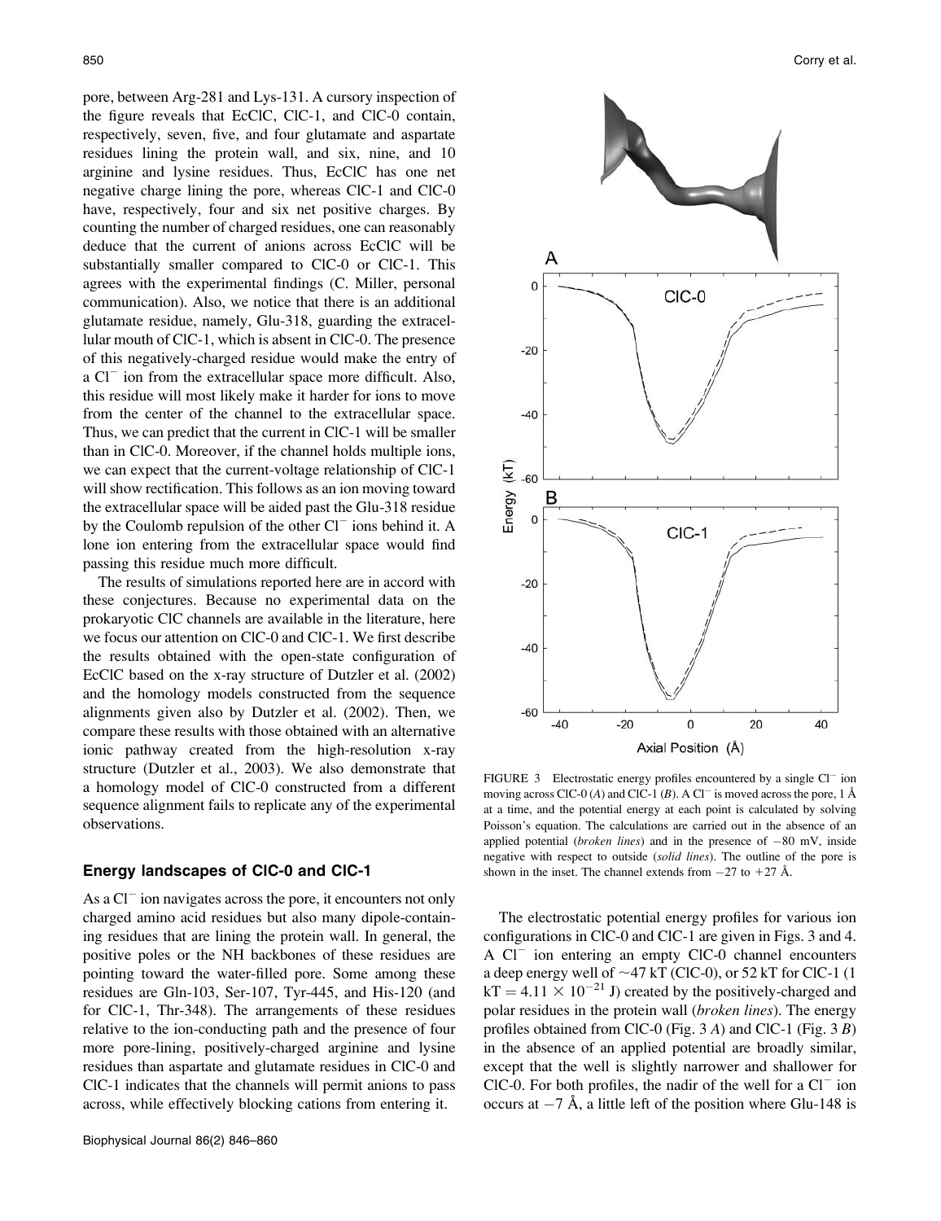pore, between Arg-281 and Lys-131. A cursory inspection of the figure reveals that EcClC, ClC-1, and ClC-0 contain, respectively, seven, five, and four glutamate and aspartate residues lining the protein wall, and six, nine, and 10 arginine and lysine residues. Thus, EcClC has one net negative charge lining the pore, whereas ClC-1 and ClC-0 have, respectively, four and six net positive charges. By counting the number of charged residues, one can reasonably deduce that the current of anions across EcClC will be substantially smaller compared to ClC-0 or ClC-1. This agrees with the experimental findings (C. Miller, personal communication). Also, we notice that there is an additional glutamate residue, namely, Glu-318, guarding the extracellular mouth of ClC-1, which is absent in ClC-0. The presence of this negatively-charged residue would make the entry of a $Cl^-$ ion from the extracellular space more difficult. Also, this residue will most likely make it harder for ions to move from the center of the channel to the extracellular space. Thus, we can predict that the current in ClC-1 will be smaller than in ClC-0. Moreover, if the channel holds multiple ions, we can expect that the current-voltage relationship of ClC-1 will show rectification. This follows as an ion moving toward the extracellular space will be aided past the Glu-318 residue by the Coulomb repulsion of the other $Cl^-$ ions behind it. A lone ion entering from the extracellular space would find passing this residue much more difficult.

The results of simulations reported here are in accord with these conjectures. Because no experimental data on the prokaryotic ClC channels are available in the literature, here we focus our attention on ClC-0 and ClC-1. We first describe the results obtained with the open-state configuration of EcClC based on the x-ray structure of Dutzler et al. (2002) and the homology models constructed from the sequence alignments given also by Dutzler et al. (2002). Then, we compare these results with those obtained with an alternative ionic pathway created from the high-resolution x-ray structure (Dutzler et al., 2003). We also demonstrate that a homology model of ClC-0 constructed from a different sequence alignment fails to replicate any of the experimental observations.

### Energy landscapes of ClC-0 and ClC-1

As a $Cl^-$ ion navigates across the pore, it encounters not only charged amino acid residues but also many dipole-containing residues that are lining the protein wall. In general, the positive poles or the NH backbones of these residues are pointing toward the water-filled pore. Some among these residues are Gln-103, Ser-107, Tyr-445, and His-120 (and for ClC-1, Thr-348). The arrangements of these residues relative to the ion-conducting path and the presence of four more pore-lining, positively-charged arginine and lysine residues than aspartate and glutamate residues in ClC-0 and ClC-1 indicates that the channels will permit anions to pass across, while effectively blocking cations from entering it.

FIGURE 3 Electrostatic energy profiles encountered by a single $Cl^-$ ion moving across ClC-0 (*A*) and ClC-1 (*B*). A $Cl^-$ is moved across the pore, 1 Å at a time, and the potential energy at each point is calculated by solving Poisson's equation. The calculations are carried out in the absence of an applied potential (*broken lines*) and in the presence of −80 mV, inside negative with respect to outside (*solid lines*). The outline of the pore is shown in the inset. The channel extends from −27 to +27 Å.

The electrostatic potential energy profiles for various ion configurations in ClC-0 and ClC-1 are given in Figs. 3 and 4. A $Cl^-$ ion entering an empty ClC-0 channel encounters a deep energy well of ~47 kT (ClC-0), or 52 kT for ClC-1 (1 kT = $4.11 \times 10^{-21}$ J) created by the positively-charged and polar residues in the protein wall (*broken lines*). The energy profiles obtained from ClC-0 (Fig. 3 *A*) and ClC-1 (Fig. 3 *B*) in the absence of an applied potential are broadly similar, except that the well is slightly narrower and shallower for ClC-0. For both profiles, the nadir of the well for a $Cl^-$ ion occurs at −7 Å, a little left of the position where Glu-148 is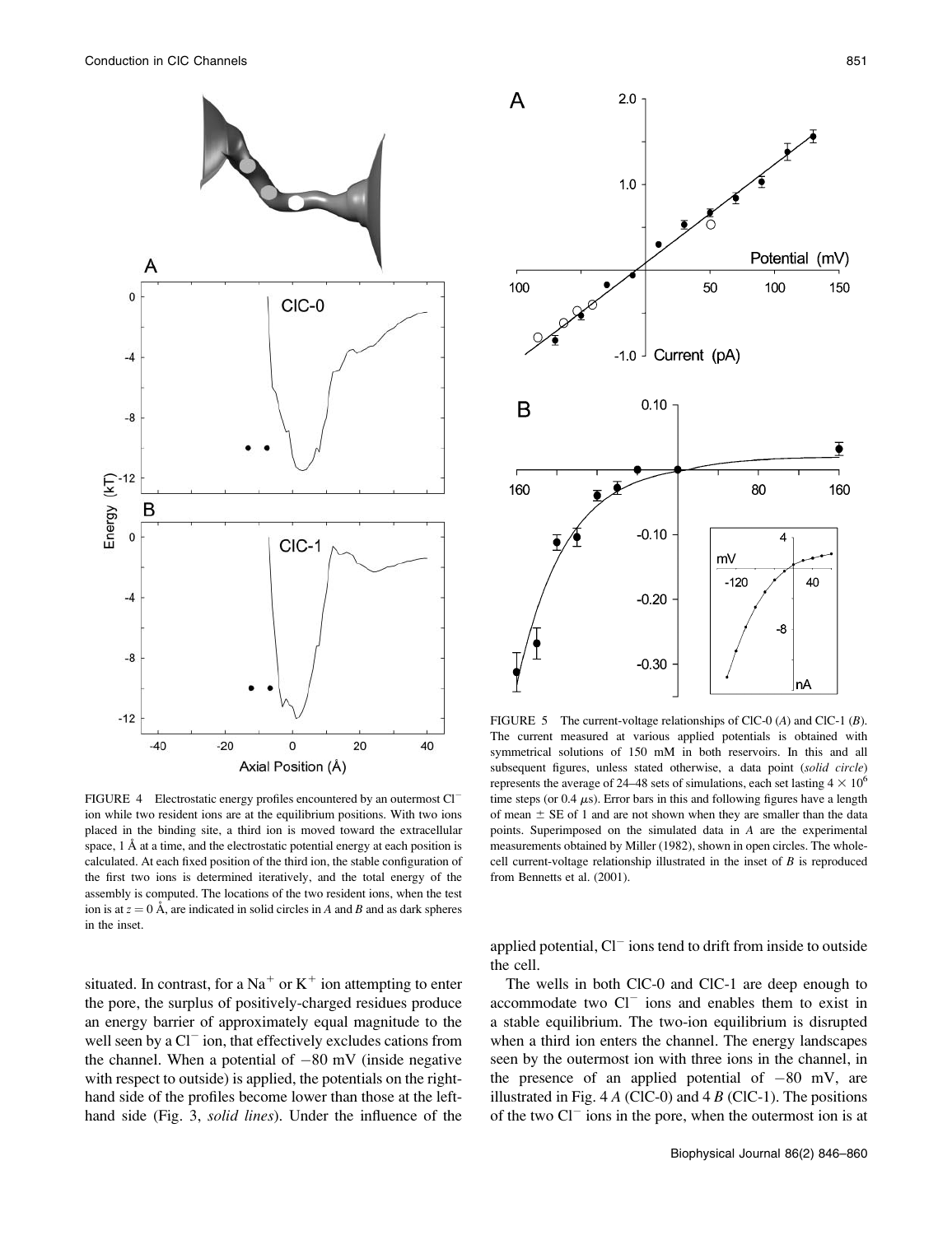FIGURE 4 Electrostatic energy profiles encountered by an outermost $Cl^-$ ion while two resident ions are at the equilibrium positions. With two ions placed in the binding site, a third ion is moved toward the extracellular space, 1 Å at a time, and the electrostatic potential energy at each position is calculated. At each fixed position of the third ion, the stable configuration of the first two ions is determined iteratively, and the total energy of the assembly is computed. The locations of the two resident ions, when the test ion is at $z = 0$ Å, are indicated in solid circles in *A* and *B* and as dark spheres in the inset.

FIGURE 5 The current-voltage relationships of ClC-0 (*A*) and ClC-1 (*B*). The current measured at various applied potentials is obtained with symmetrical solutions of 150 mM in both reservoirs. In this and all subsequent figures, unless stated otherwise, a data point (*solid circle*) represents the average of 24–48 sets of simulations, each set lasting $4 \times 10^6$ time steps (or 0.4 $\mu$s). Error bars in this and following figures have a length of mean ± SE of 1 and are not shown when they are smaller than the data points. Superimposed on the simulated data in *A* are the experimental measurements obtained by Miller (1982), shown in open circles. The whole-cell current-voltage relationship illustrated in the inset of *B* is reproduced from Bennetts et al. (2001).

situated. In contrast, for a $Na^+$ or $K^+$ ion attempting to enter the pore, the surplus of positively-charged residues produce an energy barrier of approximately equal magnitude to the well seen by a $Cl^-$ ion, that effectively excludes cations from the channel. When a potential of −80 mV (inside negative with respect to outside) is applied, the potentials on the right-hand side of the profiles become lower than those at the left-hand side (Fig. 3, *solid lines*). Under the influence of the applied potential, $Cl^-$ ions tend to drift from inside to outside the cell.

The wells in both ClC-0 and ClC-1 are deep enough to accommodate two $Cl^-$ ions and enables them to exist in a stable equilibrium. The two-ion equilibrium is disrupted when a third ion enters the channel. The energy landscapes seen by the outermost ion with three ions in the channel, in the presence of an applied potential of −80 mV, are illustrated in Fig. 4 *A* (ClC-0) and 4 *B* (ClC-1). The positions of the two $Cl^-$ ions in the pore, when the outermost ion is at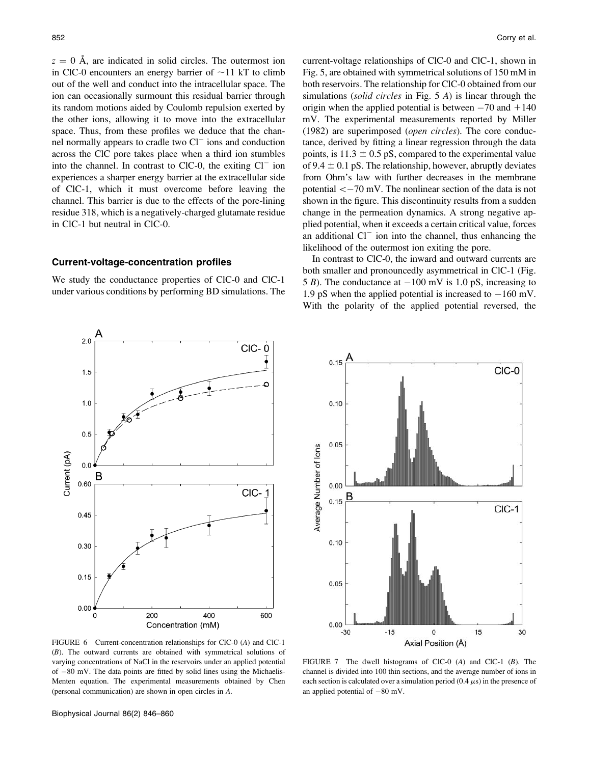$z = 0$ Å, are indicated in solid circles. The outermost ion in ClC-0 encounters an energy barrier of ~11 kT to climb out of the well and conduct into the intracellular space. The ion can occasionally surmount this residual barrier through its random motions aided by Coulomb repulsion exerted by the other ions, allowing it to move into the extracellular space. Thus, from these profiles we deduce that the channel normally appears to cradle two $Cl^-$ ions and conduction across the ClC pore takes place when a third ion stumbles into the channel. In contrast to ClC-0, the exiting $Cl^-$ ion experiences a sharper energy barrier at the extracellular side of ClC-1, which it must overcome before leaving the channel. This barrier is due to the effects of the pore-lining residue 318, which is a negatively-charged glutamate residue in ClC-1 but neutral in ClC-0.

### Current-voltage-concentration profiles

We study the conductance properties of ClC-0 and ClC-1 under various conditions by performing BD simulations. The current-voltage relationships of ClC-0 and ClC-1, shown in Fig. 5, are obtained with symmetrical solutions of 150 mM in both reservoirs. The relationship for ClC-0 obtained from our simulations (*solid circles* in Fig. 5 *A*) is linear through the origin when the applied potential is between −70 and +140 mV. The experimental measurements reported by Miller (1982) are superimposed (*open circles*). The core conductance, derived by fitting a linear regression through the data points, is 11.3 ± 0.5 pS, compared to the experimental value of 9.4 ± 0.1 pS. The relationship, however, abruptly deviates from Ohm's law with further decreases in the membrane potential <−70 mV. The nonlinear section of the data is not shown in the figure. This discontinuity results from a sudden change in the permeation dynamics. A strong negative applied potential, when it exceeds a certain critical value, forces an additional $Cl^-$ ion into the channel, thus enhancing the likelihood of the outermost ion exiting the pore.

In contrast to ClC-0, the inward and outward currents are both smaller and pronouncedly asymmetrical in ClC-1 (Fig. 5 *B*). The conductance at −100 mV is 1.0 pS, increasing to 1.9 pS when the applied potential is increased to −160 mV. With the polarity of the applied potential reversed, the

FIGURE 6 Current-concentration relationships for ClC-0 (*A*) and ClC-1 (*B*). The outward currents are obtained with symmetrical solutions of varying concentrations of NaCl in the reservoirs under an applied potential of −80 mV. The data points are fitted by solid lines using the Michaelis-Menten equation. The experimental measurements obtained by Chen (personal communication) are shown in open circles in *A*.

FIGURE 7 The dwell histograms of ClC-0 (*A*) and ClC-1 (*B*). The channel is divided into 100 thin sections, and the average number of ions in each section is calculated over a simulation period (0.4 μs) in the presence of an applied potential of −80 mV.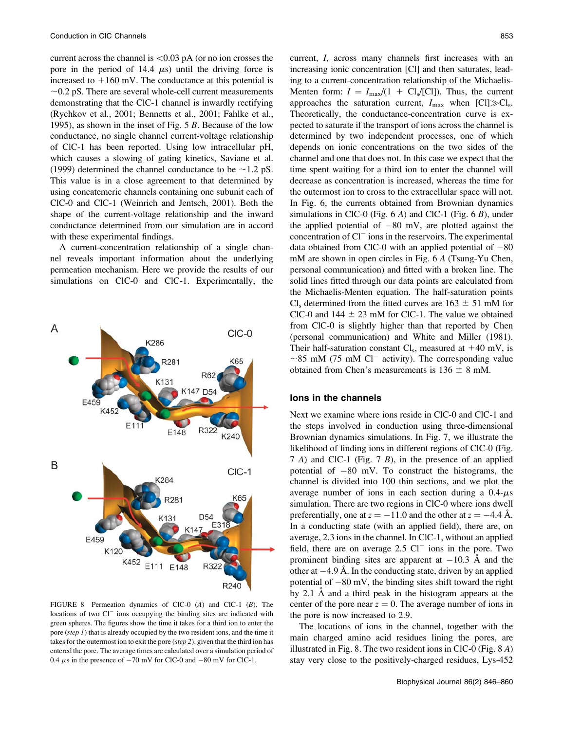current across the channel is <0.03 pA (or no ion crosses the pore in the period of 14.4 $\mu$s) until the driving force is increased to +160 mV. The conductance at this potential is ~0.2 pS. There are several whole-cell current measurements demonstrating that the ClC-1 channel is inwardly rectifying (Rychkov et al., 2001; Bennetts et al., 2001; Fahlke et al., 1995), as shown in the inset of Fig. 5 *B*. Because of the low conductance, no single channel current-voltage relationship of ClC-1 has been reported. Using low intracellular pH, which causes a slowing of gating kinetics, Saviane et al. (1999) determined the channel conductance to be ~1.2 pS. This value is in a close agreement to that determined by using concatemeric channels containing one subunit each of ClC-0 and ClC-1 (Weinrich and Jentsch, 2001). Both the shape of the current-voltage relationship and the inward conductance determined from our simulation are in accord with these experimental findings.

A current-concentration relationship of a single channel reveals important information about the underlying permeation mechanism. Here we provide the results of our simulations on ClC-0 and ClC-1. Experimentally, the current, *I*, across many channels first increases with an increasing ionic concentration [Cl] and then saturates, leading to a current-concentration relationship of the Michaelis-Menten form: $I = I_{max}/(1 + Cl_s/[Cl])$. Thus, the current approaches the saturation current, $I_{max}$ when $[Cl] \gg Cl_s$. Theoretically, the conductance-concentration curve is expected to saturate if the transport of ions across the channel is determined by two independent processes, one of which depends on ionic concentrations on the two sides of the channel and one that does not. In this case we expect that the time spent waiting for a third ion to enter the channel will decrease as concentration is increased, whereas the time for the outermost ion to cross to the extracellular space will not. In Fig. 6, the currents obtained from Brownian dynamics simulations in ClC-0 (Fig. 6 *A*) and ClC-1 (Fig. 6 *B*), under the applied potential of −80 mV, are plotted against the concentration of $Cl^-$ ions in the reservoirs. The experimental data obtained from ClC-0 with an applied potential of −80 mM are shown in open circles in Fig. 6 *A* (Tsung-Yu Chen, personal communication) and fitted with a broken line. The solid lines fitted through our data points are calculated from the Michaelis-Menten equation. The half-saturation points $Cl_s$ determined from the fitted curves are 163 ± 51 mM for ClC-0 and 144 ± 23 mM for ClC-1. The value we obtained from ClC-0 is slightly higher than that reported by Chen (personal communication) and White and Miller (1981). Their half-saturation constant $Cl_s$, measured at +40 mV, is ~85 mM (75 mM $Cl^-$ activity). The corresponding value obtained from Chen's measurements is 136 ± 8 mM.

FIGURE 8 Permeation dynamics of ClC-0 (*A*) and ClC-1 (*B*). The locations of two $Cl^-$ ions occupying the binding sites are indicated with green spheres. The figures show the time it takes for a third ion to enter the pore (*step 1*) that is already occupied by the two resident ions, and the time it takes for the outermost ion to exit the pore (*step 2*), given that the third ion has entered the pore. The average times are calculated over a simulation period of 0.4 $\mu$s in the presence of −70 mV for ClC-0 and −80 mV for ClC-1.

## Ions in the channels

Next we examine where ions reside in ClC-0 and ClC-1 and the steps involved in conduction using three-dimensional Brownian dynamics simulations. In Fig. 7, we illustrate the likelihood of finding ions in different regions of ClC-0 (Fig. 7 *A*) and ClC-1 (Fig. 7 *B*), in the presence of an applied potential of −80 mV. To construct the histograms, the channel is divided into 100 thin sections, and we plot the average number of ions in each section during a 0.4-$\mu$s simulation. There are two regions in ClC-0 where ions dwell preferentially, one at $z = -11.0$ and the other at $z = -4.4$ Å. In a conducting state (with an applied field), there are, on average, 2.3 ions in the channel. In ClC-1, without an applied field, there are on average 2.5 $Cl^-$ ions in the pore. Two prominent binding sites are apparent at −10.3 Å and the other at −4.9 Å. In the conducting state, driven by an applied potential of −80 mV, the binding sites shift toward the right by 2.1 Å and a third peak in the histogram appears at the center of the pore near $z = 0$. The average number of ions in the pore is now increased to 2.9.

The locations of ions in the channel, together with the main charged amino acid residues lining the pores, are illustrated in Fig. 8. The two resident ions in ClC-0 (Fig. 8 *A*) stay very close to the positively-charged residues, Lys-452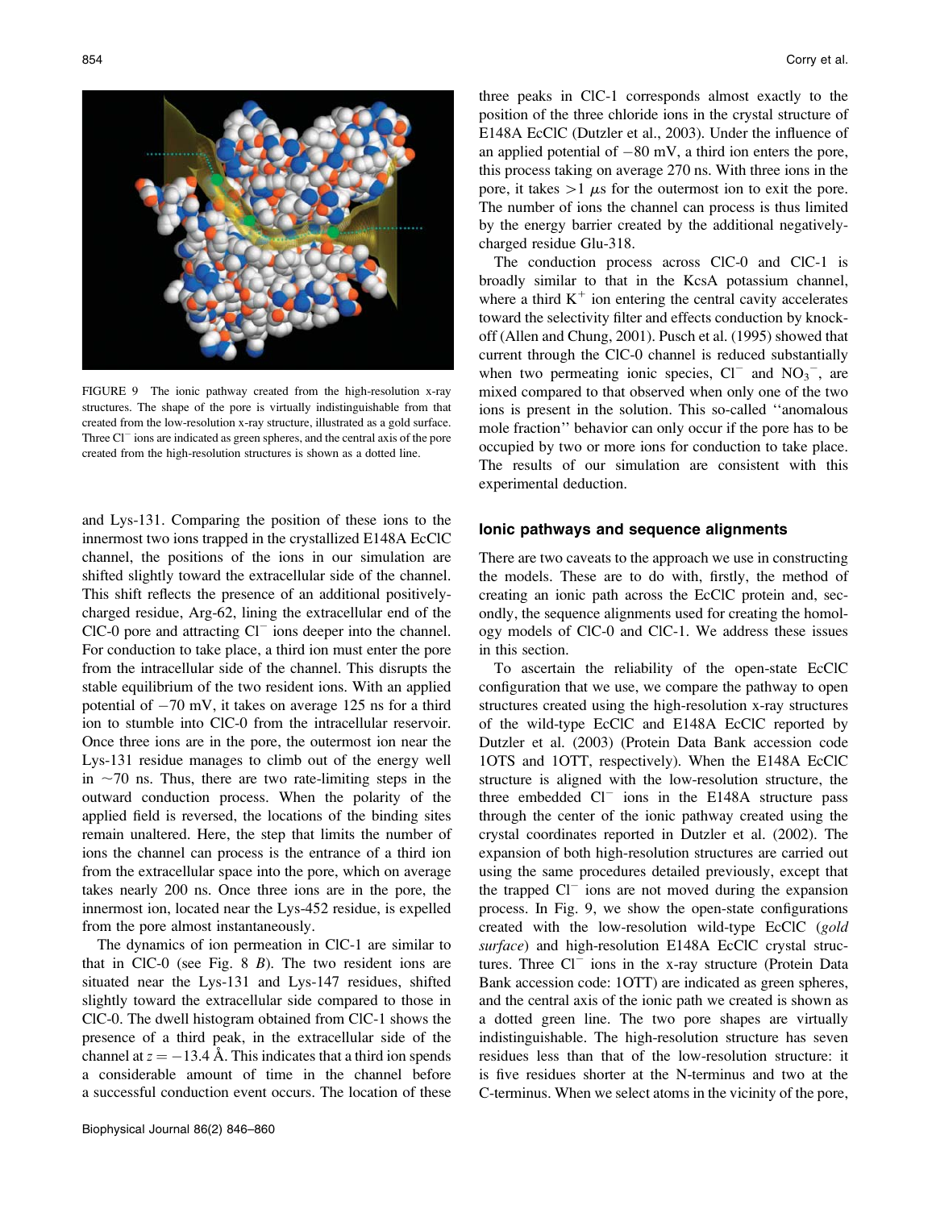FIGURE 9 The ionic pathway created from the high-resolution x-ray structures. The shape of the pore is virtually indistinguishable from that created from the low-resolution x-ray structure, illustrated as a gold surface. Three $Cl^-$ ions are indicated as green spheres, and the central axis of the pore created from the high-resolution structures is shown as a dotted line.

and Lys-131. Comparing the position of these ions to the innermost two ions trapped in the crystallized E148A EcClC channel, the positions of the ions in our simulation are shifted slightly toward the extracellular side of the channel. This shift reflects the presence of an additional positively-charged residue, Arg-62, lining the extracellular end of the ClC-0 pore and attracting $Cl^-$ ions deeper into the channel. For conduction to take place, a third ion must enter the pore from the intracellular side of the channel. This disrupts the stable equilibrium of the two resident ions. With an applied potential of −70 mV, it takes on average 125 ns for a third ion to stumble into ClC-0 from the intracellular reservoir. Once three ions are in the pore, the outermost ion near the Lys-131 residue manages to climb out of the energy well in ~70 ns. Thus, there are two rate-limiting steps in the outward conduction process. When the polarity of the applied field is reversed, the locations of the binding sites remain unaltered. Here, the step that limits the number of ions the channel can process is the entrance of a third ion from the extracellular space into the pore, which on average takes nearly 200 ns. Once three ions are in the pore, the innermost ion, located near the Lys-452 residue, is expelled from the pore almost instantaneously.

The dynamics of ion permeation in ClC-1 are similar to that in ClC-0 (see Fig. 8 *B*). The two resident ions are situated near the Lys-131 and Lys-147 residues, shifted slightly toward the extracellular side compared to those in ClC-0. The dwell histogram obtained from ClC-1 shows the presence of a third peak, in the extracellular side of the channel at $z = -13.4$ Å. This indicates that a third ion spends a considerable amount of time in the channel before a successful conduction event occurs. The location of these three peaks in ClC-1 corresponds almost exactly to the position of the three chloride ions in the crystal structure of E148A EcClC (Dutzler et al., 2003). Under the influence of an applied potential of −80 mV, a third ion enters the pore, this process taking on average 270 ns. With three ions in the pore, it takes >1 $\mu$s for the outermost ion to exit the pore. The number of ions the channel can process is thus limited by the energy barrier created by the additional negatively-charged residue Glu-318.

The conduction process across ClC-0 and ClC-1 is broadly similar to that in the KcsA potassium channel, where a third $K^+$ ion entering the central cavity accelerates toward the selectivity filter and effects conduction by knock-off (Allen and Chung, 2001). Pusch et al. (1995) showed that current through the ClC-0 channel is reduced substantially when two permeating ionic species, $Cl^-$ and $NO_3^-$, are mixed compared to that observed when only one of the two ions is present in the solution. This so-called ''anomalous mole fraction'' behavior can only occur if the pore has to be occupied by two or more ions for conduction to take place. The results of our simulation are consistent with this experimental deduction.

### Ionic pathways and sequence alignments

There are two caveats to the approach we use in constructing the models. These are to do with, firstly, the method of creating an ionic path across the EcClC protein and, secondly, the sequence alignments used for creating the homology models of ClC-0 and ClC-1. We address these issues in this section.

To ascertain the reliability of the open-state EcClC configuration that we use, we compare the pathway to open structures created using the high-resolution x-ray structures of the wild-type EcClC and E148A EcClC reported by Dutzler et al. (2003) (Protein Data Bank accession code 1OTS and 1OTT, respectively). When the E148A EcClC structure is aligned with the low-resolution structure, the three embedded $Cl^-$ ions in the E148A structure pass through the center of the ionic pathway created using the crystal coordinates reported in Dutzler et al. (2002). The expansion of both high-resolution structures are carried out using the same procedures detailed previously, except that the trapped $Cl^-$ ions are not moved during the expansion process. In Fig. 9, we show the open-state configurations created with the low-resolution wild-type EcClC (*gold surface*) and high-resolution E148A EcClC crystal structures. Three $Cl^-$ ions in the x-ray structure (Protein Data Bank accession code: 1OTT) are indicated as green spheres, and the central axis of the ionic path we created is shown as a dotted green line. The two pore shapes are virtually indistinguishable. The high-resolution structure has seven residues less than that of the low-resolution structure: it is five residues shorter at the N-terminus and two at the C-terminus. When we select atoms in the vicinity of the pore,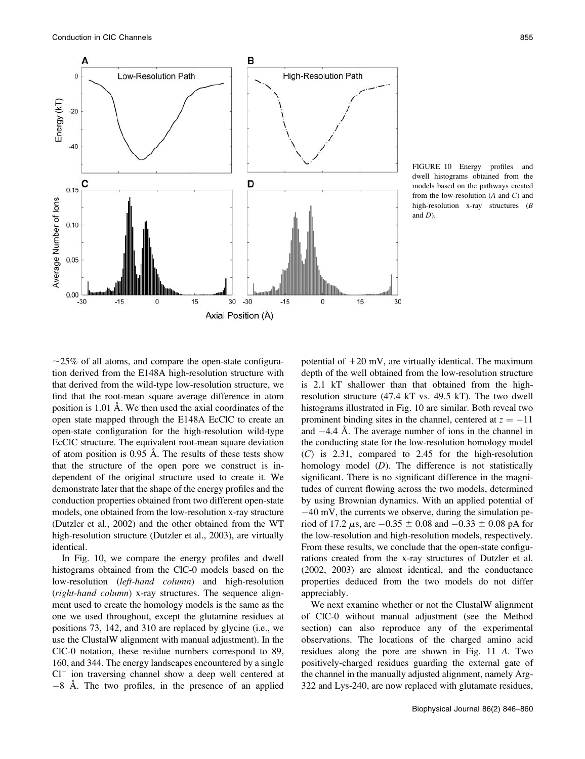FIGURE 10 Energy profiles and dwell histograms obtained from the models based on the pathways created from the low-resolution (*A* and *C*) and high-resolution x-ray structures (*B* and *D*).

~25% of all atoms, and compare the open-state configuration derived from the E148A high-resolution structure with that derived from the wild-type low-resolution structure, we find that the root-mean square average difference in atom position is 1.01 Å. We then used the axial coordinates of the open state mapped through the E148A EcClC to create an open-state configuration for the high-resolution wild-type EcClC structure. The equivalent root-mean square deviation of atom position is 0.95 Å. The results of these tests show that the structure of the open pore we construct is independent of the original structure used to create it. We demonstrate later that the shape of the energy profiles and the conduction properties obtained from two different open-state models, one obtained from the low-resolution x-ray structure (Dutzler et al., 2002) and the other obtained from the WT high-resolution structure (Dutzler et al., 2003), are virtually identical.

In Fig. 10, we compare the energy profiles and dwell histograms obtained from the ClC-0 models based on the low-resolution (*left-hand column*) and high-resolution (*right-hand column*) x-ray structures. The sequence alignment used to create the homology models is the same as the one we used throughout, except the glutamine residues at positions 73, 142, and 310 are replaced by glycine (i.e., we use the ClustalW alignment with manual adjustment). In the ClC-0 notation, these residue numbers correspond to 89, 160, and 344. The energy landscapes encountered by a single $Cl^-$ ion traversing channel show a deep well centered at −8 Å. The two profiles, in the presence of an applied potential of +20 mV, are virtually identical. The maximum depth of the well obtained from the low-resolution structure is 2.1 kT shallower than that obtained from the high-resolution structure (47.4 kT vs. 49.5 kT). The two dwell histograms illustrated in Fig. 10 are similar. Both reveal two prominent binding sites in the channel, centered at $z = -11$ and −4.4 Å. The average number of ions in the channel in the conducting state for the low-resolution homology model (*C*) is 2.31, compared to 2.45 for the high-resolution homology model (*D*). The difference is not statistically significant. There is no significant difference in the magnitudes of current flowing across the two models, determined by using Brownian dynamics. With an applied potential of −40 mV, the currents we observe, during the simulation period of 17.2 μs, are −0.35 ± 0.08 and −0.33 ± 0.08 pA for the low-resolution and high-resolution models, respectively. From these results, we conclude that the open-state configurations created from the x-ray structures of Dutzler et al. (2002, 2003) are almost identical, and the conductance properties deduced from the two models do not differ appreciably.

We next examine whether or not the ClustalW alignment of ClC-0 without manual adjustment (see the Method section) can also reproduce any of the experimental observations. The locations of the charged amino acid residues along the pore are shown in Fig. 11 *A*. Two positively-charged residues guarding the external gate of the channel in the manually adjusted alignment, namely Arg-322 and Lys-240, are now replaced with glutamate residues,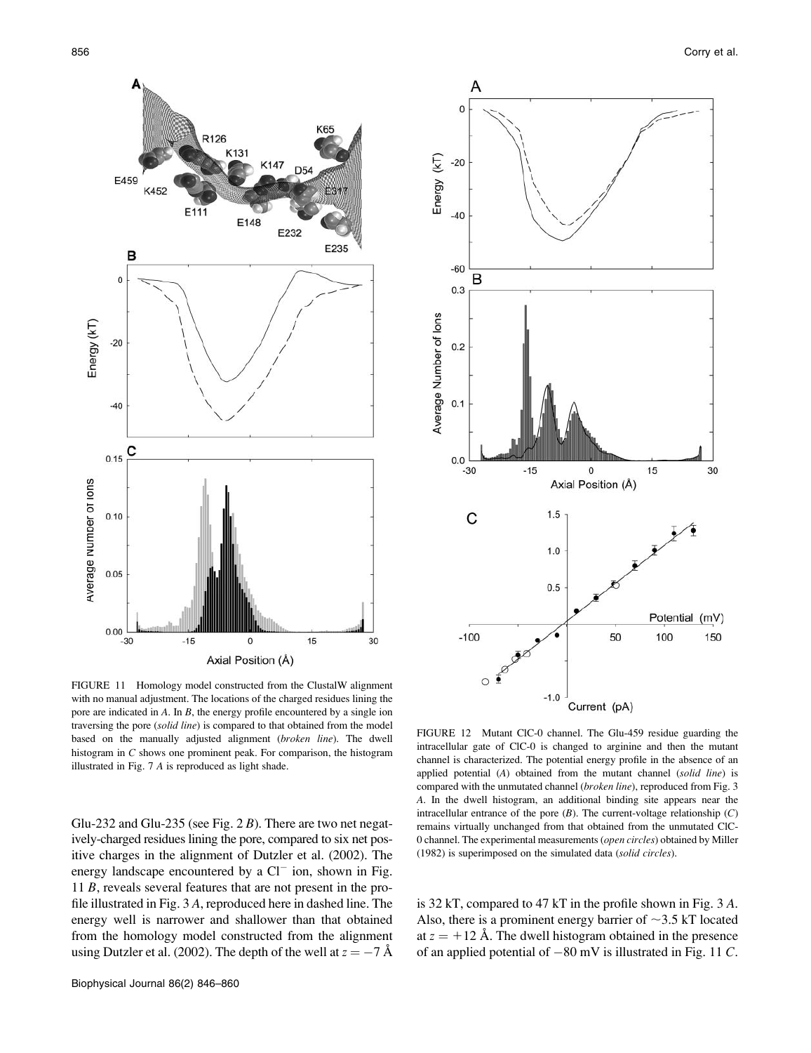FIGURE 11 Homology model constructed from the ClustalW alignment with no manual adjustment. The locations of the charged residues lining the pore are indicated in *A*. In *B*, the energy profile encountered by a single ion traversing the pore (*solid line*) is compared to that obtained from the model based on the manually adjusted alignment (*broken line*). The dwell histogram in *C* shows one prominent peak. For comparison, the histogram illustrated in Fig. 7 *A* is reproduced as light shade.

FIGURE 12 Mutant ClC-0 channel. The Glu-459 residue guarding the intracellular gate of ClC-0 is changed to arginine and then the mutant channel is characterized. The potential energy profile in the absence of an applied potential (*A*) obtained from the mutant channel (*solid line*) is compared with the unmutated channel (*broken line*), reproduced from Fig. 3 *A*. In the dwell histogram, an additional binding site appears near the intracellular entrance of the pore (*B*). The current-voltage relationship (*C*) remains virtually unchanged from that obtained from the unmutated ClC-0 channel. The experimental measurements (*open circles*) obtained by Miller (1982) is superimposed on the simulated data (*solid circles*).

Glu-232 and Glu-235 (see Fig. 2 *B*). There are two net negatively-charged residues lining the pore, compared to six net positive charges in the alignment of Dutzler et al. (2002). The energy landscape encountered by a $Cl^-$ ion, shown in Fig. 11 *B*, reveals several features that are not present in the profile illustrated in Fig. 3 *A*, reproduced here in dashed line. The energy well is narrower and shallower than that obtained from the homology model constructed from the alignment using Dutzler et al. (2002). The depth of the well at $z = -7$ Å is 32 kT, compared to 47 kT in the profile shown in Fig. 3 *A*. Also, there is a prominent energy barrier of ~3.5 kT located at $z = +12$ Å. The dwell histogram obtained in the presence of an applied potential of −80 mV is illustrated in Fig. 11 *C*.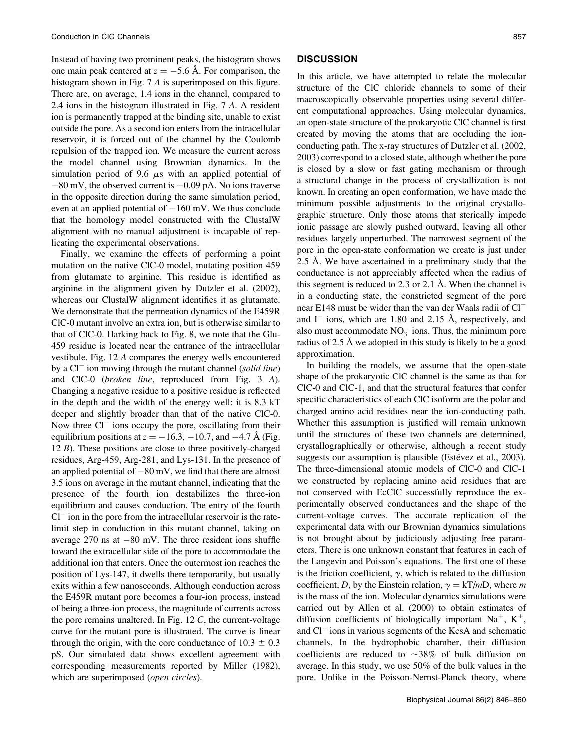Instead of having two prominent peaks, the histogram shows one main peak centered at $z = -5.6$ Å. For comparison, the histogram shown in Fig. 7 *A* is superimposed on this figure. There are, on average, 1.4 ions in the channel, compared to 2.4 ions in the histogram illustrated in Fig. 7 *A*. A resident ion is permanently trapped at the binding site, unable to exist outside the pore. As a second ion enters from the intracellular reservoir, it is forced out of the channel by the Coulomb repulsion of the trapped ion. We measure the current across the model channel using Brownian dynamics. In the simulation period of 9.6 $\mu$s with an applied potential of $-80$ mV, the observed current is $-0.09$ pA. No ions traverse in the opposite direction during the same simulation period, even at an applied potential of $-160$ mV. We thus conclude that the homology model constructed with the ClustalW alignment with no manual adjustment is incapable of replicating the experimental observations.

Finally, we examine the effects of performing a point mutation on the native ClC-0 model, mutating position 459 from glutamate to arginine. This residue is identified as arginine in the alignment given by Dutzler et al. (2002), whereas our ClustalW alignment identifies it as glutamate. We demonstrate that the permeation dynamics of the E459R ClC-0 mutant involve an extra ion, but is otherwise similar to that of ClC-0. Harking back to Fig. 8, we note that the Glu-459 residue is located near the entrance of the intracellular vestibule. Fig. 12 *A* compares the energy wells encountered by a $Cl^-$ ion moving through the mutant channel (*solid line*) and ClC-0 (*broken line*, reproduced from Fig. 3 *A*). Changing a negative residue to a positive residue is reflected in the depth and the width of the energy well: it is 8.3 kT deeper and slightly broader than that of the native ClC-0. Now three $Cl^-$ ions occupy the pore, oscillating from their equilibrium positions at $z = -16.3$, $-10.7$, and $-4.7$ Å (Fig. 12 *B*). These positions are close to three positively-charged residues, Arg-459, Arg-281, and Lys-131. In the presence of an applied potential of $-80$ mV, we find that there are almost 3.5 ions on average in the mutant channel, indicating that the presence of the fourth ion destabilizes the three-ion equilibrium and causes conduction. The entry of the fourth $Cl^-$ ion in the pore from the intracellular reservoir is the rate-limit step in conduction in this mutant channel, taking on average 270 ns at $-80$ mV. The three resident ions shuffle toward the extracellular side of the pore to accommodate the additional ion that enters. Once the outermost ion reaches the position of Lys-147, it dwells there temporarily, but usually exits within a few nanoseconds. Although conduction across the E459R mutant pore becomes a four-ion process, instead of being a three-ion process, the magnitude of currents across the pore remains unaltered. In Fig. 12 *C*, the current-voltage curve for the mutant pore is illustrated. The curve is linear through the origin, with the core conductance of $10.3 \pm 0.3$ pS. Our simulated data shows excellent agreement with corresponding measurements reported by Miller (1982), which are superimposed (*open circles*).

## DISCUSSION

In this article, we have attempted to relate the molecular structure of the ClC chloride channels to some of their macroscopically observable properties using several different computational approaches. Using molecular dynamics, an open-state structure of the prokaryotic ClC channel is first created by moving the atoms that are occluding the ion-conducting path. The x-ray structures of Dutzler et al. (2002, 2003) correspond to a closed state, although whether the pore is closed by a slow or fast gating mechanism or through a structural change in the process of crystallization is not known. In creating an open conformation, we have made the minimum possible adjustments to the original crystallographic structure. Only those atoms that sterically impede ionic passage are slowly pushed outward, leaving all other residues largely unperturbed. The narrowest segment of the pore in the open-state conformation we create is just under 2.5 Å. We have ascertained in a preliminary study that the conductance is not appreciably affected when the radius of this segment is reduced to 2.3 or 2.1 Å. When the channel is in a conducting state, the constricted segment of the pore near E148 must be wider than the van der Waals radii of $Cl^-$ and $I^-$ ions, which are 1.80 and 2.15 Å, respectively, and also must accommodate $NO_3^-$ ions. Thus, the minimum pore radius of 2.5 Å we adopted in this study is likely to be a good approximation.

In building the models, we assume that the open-state shape of the prokaryotic ClC channel is the same as that for ClC-0 and ClC-1, and that the structural features that confer specific characteristics of each ClC isoform are the polar and charged amino acid residues near the ion-conducting path. Whether this assumption is justified will remain unknown until the structures of these two channels are determined, crystallographically or otherwise, although a recent study suggests our assumption is plausible (Estévez et al., 2003). The three-dimensional atomic models of ClC-0 and ClC-1 we constructed by replacing amino acid residues that are not conserved with EcClC successfully reproduce the experimentally observed conductances and the shape of the current-voltage curves. The accurate replication of the experimental data with our Brownian dynamics simulations is not brought about by judiciously adjusting free parameters. There is one unknown constant that features in each of the Langevin and Poisson's equations. The first one of these is the friction coefficient, $\gamma$, which is related to the diffusion coefficient, *D*, by the Einstein relation, $\gamma = kT/mD$, where $m$ is the mass of the ion. Molecular dynamics simulations were carried out by Allen et al. (2000) to obtain estimates of diffusion coefficients of biologically important $Na^+$, $K^+$, and $Cl^-$ ions in various segments of the KcsA and schematic channels. In the hydrophobic chamber, their diffusion coefficients are reduced to ~38% of bulk diffusion on average. In this study, we use 50% of the bulk values in the pore. Unlike in the Poisson-Nernst-Planck theory, where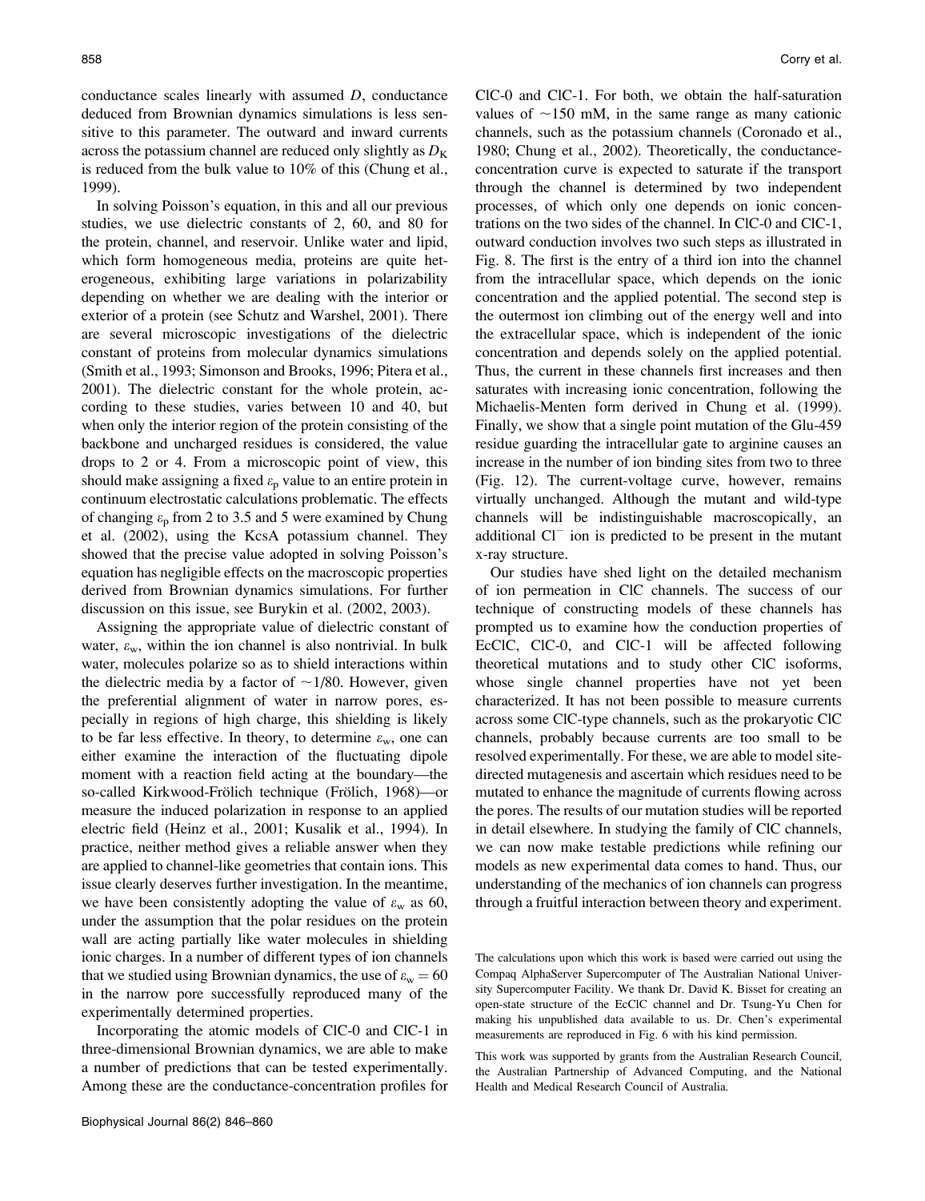conductance scales linearly with assumed $D$, conductance deduced from Brownian dynamics simulations is less sensitive to this parameter. The outward and inward currents across the potassium channel are reduced only slightly as $D_K$ is reduced from the bulk value to 10% of this (Chung et al., 1999).

In solving Poisson's equation, in this and all our previous studies, we use dielectric constants of 2, 60, and 80 for the protein, channel, and reservoir. Unlike water and lipid, which form homogeneous media, proteins are quite heterogeneous, exhibiting large variations in polarizability depending on whether we are dealing with the interior or exterior of a protein (see Schutz and Warshel, 2001). There are several microscopic investigations of the dielectric constant of proteins from molecular dynamics simulations (Smith et al., 1993; Simonson and Brooks, 1996; Pitera et al., 2001). The dielectric constant for the whole protein, according to these studies, varies between 10 and 40, but when only the interior region of the protein consisting of the backbone and uncharged residues is considered, the value drops to 2 or 4. From a microscopic point of view, this should make assigning a fixed $\varepsilon_p$ value to an entire protein in continuum electrostatic calculations problematic. The effects of changing $\varepsilon_p$ from 2 to 3.5 and 5 were examined by Chung et al. (2002), using the KcsA potassium channel. They showed that the precise value adopted in solving Poisson's equation has negligible effects on the macroscopic properties derived from Brownian dynamics simulations. For further discussion on this issue, see Burykin et al. (2002, 2003).

Assigning the appropriate value of dielectric constant of water, $\varepsilon_w$, within the ion channel is also nontrivial. In bulk water, molecules polarize so as to shield interactions within the dielectric media by a factor of ~1/80. However, given the preferential alignment of water in narrow pores, especially in regions of high charge, this shielding is likely to be far less effective. In theory, to determine $\varepsilon_w$, one can either examine the interaction of the fluctuating dipole moment with a reaction field acting at the boundary—the so-called Kirkwood-Frölich technique (Frölich, 1968)—or measure the induced polarization in response to an applied electric field (Heinz et al., 2001; Kusalik et al., 1994). In practice, neither method gives a reliable answer when they are applied to channel-like geometries that contain ions. This issue clearly deserves further investigation. In the meantime, we have been consistently adopting the value of $\varepsilon_w$ as 60, under the assumption that the polar residues on the protein wall are acting partially like water molecules in shielding ionic charges. In a number of different types of ion channels that we studied using Brownian dynamics, the use of $\varepsilon_w = 60$ in the narrow pore successfully reproduced many of the experimentally determined properties.

Incorporating the atomic models of ClC-0 and ClC-1 in three-dimensional Brownian dynamics, we are able to make a number of predictions that can be tested experimentally. Among these are the conductance-concentration profiles for ClC-0 and ClC-1. For both, we obtain the half-saturation values of ~150 mM, in the same range as many cationic channels, such as the potassium channels (Coronado et al., 1980; Chung et al., 2002). Theoretically, the conductance-concentration curve is expected to saturate if the transport through the channel is determined by two independent processes, of which only one depends on ionic concentrations on the two sides of the channel. In ClC-0 and ClC-1, outward conduction involves two such steps as illustrated in Fig. 8. The first is the entry of a third ion into the channel from the intracellular space, which depends on the ionic concentration and the applied potential. The second step is the outermost ion climbing out of the energy well and into the extracellular space, which is independent of the ionic concentration and depends solely on the applied potential. Thus, the current in these channels first increases and then saturates with increasing ionic concentration, following the Michaelis-Menten form derived in Chung et al. (1999). Finally, we show that a single point mutation of the Glu-459 residue guarding the intracellular gate to arginine causes an increase in the number of ion binding sites from two to three (Fig. 12). The current-voltage curve, however, remains virtually unchanged. Although the mutant and wild-type channels will be indistinguishable macroscopically, an additional $Cl^-$ ion is predicted to be present in the mutant x-ray structure.

Our studies have shed light on the detailed mechanism of ion permeation in ClC channels. The success of our technique of constructing models of these channels has prompted us to examine how the conduction properties of EcClC, ClC-0, and ClC-1 will be affected following theoretical mutations and to study other ClC isoforms, whose single channel properties have not yet been characterized. It has not been possible to measure currents across some ClC-type channels, such as the prokaryotic ClC channels, probably because currents are too small to be resolved experimentally. For these, we are able to model site-directed mutagenesis and ascertain which residues need to be mutated to enhance the magnitude of currents flowing across the pores. The results of our mutation studies will be reported in detail elsewhere. In studying the family of ClC channels, we can now make testable predictions while refining our models as new experimental data comes to hand. Thus, our understanding of the mechanics of ion channels can progress through a fruitful interaction between theory and experiment.

The calculations upon which this work is based were carried out using the Compaq AlphaServer Supercomputer of The Australian National University Supercomputer Facility. We thank Dr. David K. Bisset for creating an open-state structure of the EcClC channel and Dr. Tsung-Yu Chen for making his unpublished data available to us. Dr. Chen's experimental measurements are reproduced in Fig. 6 with his kind permission.

This work was supported by grants from the Australian Research Council, the Australian Partnership of Advanced Computing, and the National Health and Medical Research Council of Australia.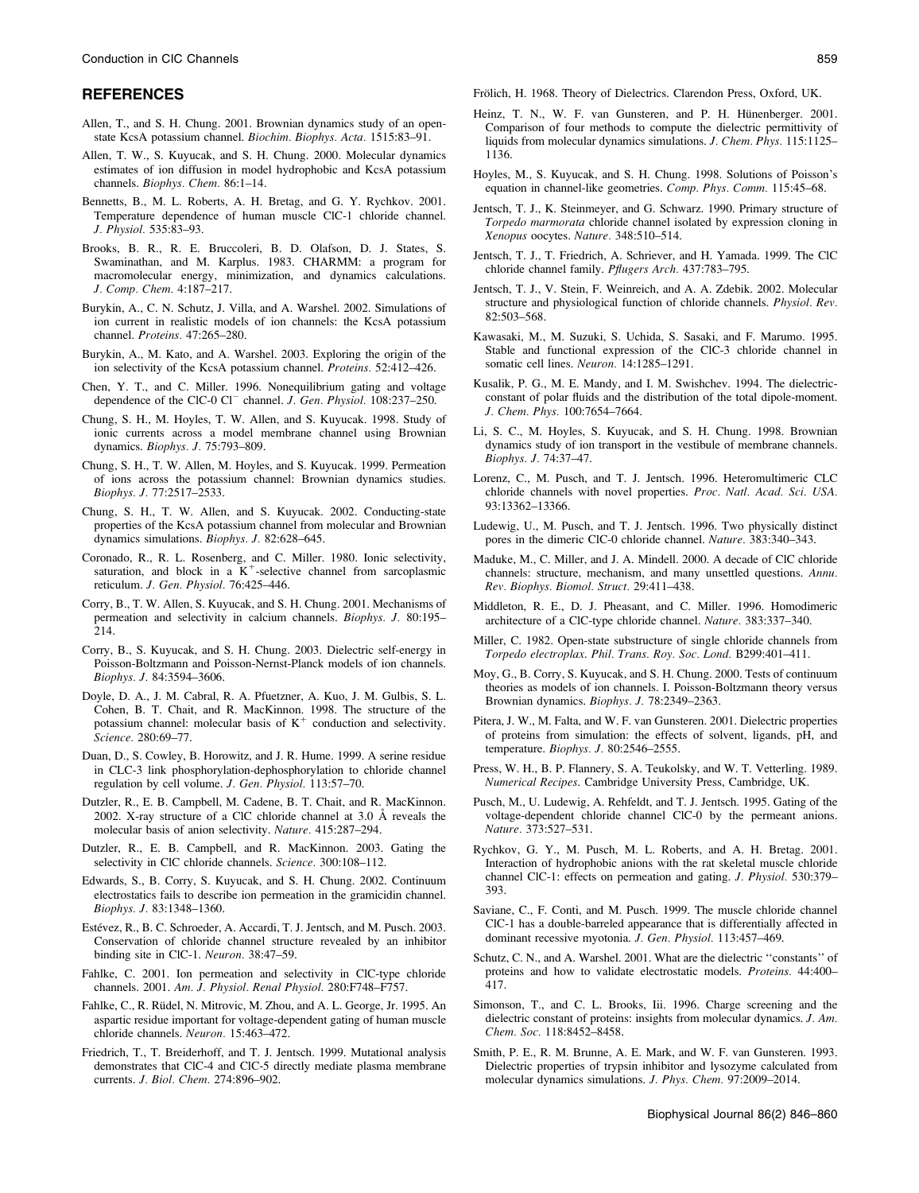## REFERENCES

Allen, T., and S. H. Chung. 2001. Brownian dynamics study of an open-state KcsA potassium channel. *Biochim. Biophys. Acta.* 1515:83–91.

Allen, T. W., S. Kuyucak, and S. H. Chung. 2000. Molecular dynamics estimates of ion diffusion in model hydrophobic and KcsA potassium channels. *Biophys. Chem.* 86:1–14.

Bennetts, B., M. L. Roberts, A. H. Bretag, and G. Y. Rychkov. 2001. Temperature dependence of human muscle ClC-1 chloride channel. *J. Physiol.* 535:83–93.

Brooks, B. R., R. E. Bruccoleri, B. D. Olafson, D. J. States, S. Swaminathan, and M. Karplus. 1983. CHARMM: a program for macromolecular energy, minimization, and dynamics calculations. *J. Comp. Chem.* 4:187–217.

Burykin, A., C. N. Schutz, J. Villa, and A. Warshel. 2002. Simulations of ion current in realistic models of ion channels: the KcsA potassium channel. *Proteins.* 47:265–280.

Burykin, A., M. Kato, and A. Warshel. 2003. Exploring the origin of the ion selectivity of the KcsA potassium channel. *Proteins.* 52:412–426.

Chen, Y. T., and C. Miller. 1996. Nonequilibrium gating and voltage dependence of the ClC-0 $Cl^-$ channel. *J. Gen. Physiol.* 108:237–250.

Chung, S. H., M. Hoyles, T. W. Allen, and S. Kuyucak. 1998. Study of ionic currents across a model membrane channel using Brownian dynamics. *Biophys. J.* 75:793–809.

Chung, S. H., T. W. Allen, M. Hoyles, and S. Kuyucak. 1999. Permeation of ions across the potassium channel: Brownian dynamics studies. *Biophys. J.* 77:2517–2533.

Chung, S. H., T. W. Allen, and S. Kuyucak. 2002. Conducting-state properties of the KcsA potassium channel from molecular and Brownian dynamics simulations. *Biophys. J.* 82:628–645.

Coronado, R., R. L. Rosenberg, and C. Miller. 1980. Ionic selectivity, saturation, and block in a $K^+$-selective channel from sarcoplasmic reticulum. *J. Gen. Physiol.* 76:425–446.

Corry, B., T. W. Allen, S. Kuyucak, and S. H. Chung. 2001. Mechanisms of permeation and selectivity in calcium channels. *Biophys. J.* 80:195–214.

Corry, B., S. Kuyucak, and S. H. Chung. 2003. Dielectric self-energy in Poisson-Boltzmann and Poisson-Nernst-Planck models of ion channels. *Biophys. J.* 84:3594–3606.

Doyle, D. A., J. M. Cabral, R. A. Pfuetzner, A. Kuo, J. M. Gulbis, S. L. Cohen, B. T. Chait, and R. MacKinnon. 1998. The structure of the potassium channel: molecular basis of $K^+$ conduction and selectivity. *Science.* 280:69–77.

Duan, D., S. Cowley, B. Horowitz, and J. R. Hume. 1999. A serine residue in CLC-3 link phosphorylation-dephosphorylation to chloride channel regulation by cell volume. *J. Gen. Physiol.* 113:57–70.

Dutzler, R., E. B. Campbell, M. Cadene, B. T. Chait, and R. MacKinnon. 2002. X-ray structure of a ClC chloride channel at 3.0 Å reveals the molecular basis of anion selectivity. *Nature.* 415:287–294.

Dutzler, R., E. B. Campbell, and R. MacKinnon. 2003. Gating the selectivity in ClC chloride channels. *Science.* 300:108–112.

Edwards, S., B. Corry, S. Kuyucak, and S. H. Chung. 2002. Continuum electrostatics fails to describe ion permeation in the gramicidin channel. *Biophys. J.* 83:1348–1360.

Estévez, R., B. C. Schroeder, A. Accardi, T. J. Jentsch, and M. Pusch. 2003. Conservation of chloride channel structure revealed by an inhibitor binding site in ClC-1. *Neuron.* 38:47–59.

Fahlke, C. 2001. Ion permeation and selectivity in ClC-type chloride channels. 2001. *Am. J. Physiol. Renal Physiol.* 280:F748–F757.

Fahlke, C., R. Rüdel, N. Mitrovic, M. Zhou, and A. L. George, Jr. 1995. An aspartic residue important for voltage-dependent gating of human muscle chloride channels. *Neuron.* 15:463–472.

Friedrich, T., T. Breiderhoff, and T. J. Jentsch. 1999. Mutational analysis demonstrates that ClC-4 and ClC-5 directly mediate plasma membrane currents. *J. Biol. Chem.* 274:896–902.

Frölich, H. 1968. Theory of Dielectrics. Clarendon Press, Oxford, UK.

Heinz, T. N., W. F. van Gunsteren, and P. H. Hünenberger. 2001. Comparison of four methods to compute the dielectric permittivity of liquids from molecular dynamics simulations. *J. Chem. Phys.* 115:1125–1136.

Hoyles, M., S. Kuyucak, and S. H. Chung. 1998. Solutions of Poisson's equation in channel-like geometries. *Comp. Phys. Comm.* 115:45–68.

Jentsch, T. J., K. Steinmeyer, and G. Schwarz. 1990. Primary structure of *Torpedo marmorata* chloride channel isolated by expression cloning in *Xenopus* oocytes. *Nature.* 348:510–514.

Jentsch, T. J., T. Friedrich, A. Schriever, and H. Yamada. 1999. The ClC chloride channel family. *Pflugers Arch.* 437:783–795.

Jentsch, T. J., V. Stein, F. Weinreich, and A. A. Zdebik. 2002. Molecular structure and physiological function of chloride channels. *Physiol. Rev.* 82:503–568.

Kawasaki, M., M. Suzuki, S. Uchida, S. Sasaki, and F. Marumo. 1995. Stable and functional expression of the ClC-3 chloride channel in somatic cell lines. *Neuron.* 14:1285–1291.

Kusalik, P. G., M. E. Mandy, and I. M. Swishchev. 1994. The dielectric-constant of polar fluids and the distribution of the total dipole-moment. *J. Chem. Phys.* 100:7654–7664.

Li, S. C., M. Hoyles, S. Kuyucak, and S. H. Chung. 1998. Brownian dynamics study of ion transport in the vestibule of membrane channels. *Biophys. J.* 74:37–47.

Lorenz, C., M. Pusch, and T. J. Jentsch. 1996. Heteromultimeric CLC chloride channels with novel properties. *Proc. Natl. Acad. Sci. USA.* 93:13362–13366.

Ludewig, U., M. Pusch, and T. J. Jentsch. 1996. Two physically distinct pores in the dimeric ClC-0 chloride channel. *Nature.* 383:340–343.

Maduke, M., C. Miller, and J. A. Mindell. 2000. A decade of ClC chloride channels: structure, mechanism, and many unsettled questions. *Annu. Rev. Biophys. Biomol. Struct.* 29:411–438.

Middleton, R. E., D. J. Pheasant, and C. Miller. 1996. Homodimeric architecture of a ClC-type chloride channel. *Nature.* 383:337–340.

Miller, C. 1982. Open-state substructure of single chloride channels from *Torpedo electroplax*. *Phil. Trans. Roy. Soc. Lond.* B299:401–411.

Moy, G., B. Corry, S. Kuyucak, and S. H. Chung. 2000. Tests of continuum theories as models of ion channels. I. Poisson-Boltzmann theory versus Brownian dynamics. *Biophys. J.* 78:2349–2363.

Pitera, J. W., M. Falta, and W. F. van Gunsteren. 2001. Dielectric properties of proteins from simulation: the effects of solvent, ligands, pH, and temperature. *Biophys. J.* 80:2546–2555.

Press, W. H., B. P. Flannery, S. A. Teukolsky, and W. T. Vetterling. 1989. *Numerical Recipes*. Cambridge University Press, Cambridge, UK.

Pusch, M., U. Ludewig, A. Rehfeldt, and T. J. Jentsch. 1995. Gating of the voltage-dependent chloride channel ClC-0 by the permeant anions. *Nature.* 373:527–531.

Rychkov, G. Y., M. Pusch, M. L. Roberts, and A. H. Bretag. 2001. Interaction of hydrophobic anions with the rat skeletal muscle chloride channel ClC-1: effects on permeation and gating. *J. Physiol.* 530:379–393.

Saviane, C., F. Conti, and M. Pusch. 1999. The muscle chloride channel ClC-1 has a double-barreled appearance that is differentially affected in dominant recessive myotonia. *J. Gen. Physiol.* 113:457–469.

Schutz, C. N., and A. Warshel. 2001. What are the dielectric "constants" of proteins and how to validate electrostatic models. *Proteins.* 44:400–417.

Simonson, T., and C. L. Brooks, Iii. 1996. Charge screening and the dielectric constant of proteins: insights from molecular dynamics. *J. Am. Chem. Soc.* 118:8452–8458.

Smith, P. E., R. M. Brunne, A. E. Mark, and W. F. van Gunsteren. 1993. Dielectric properties of trypsin inhibitor and lysozyme calculated from molecular dynamics simulations. *J. Phys. Chem.* 97:2009–2014.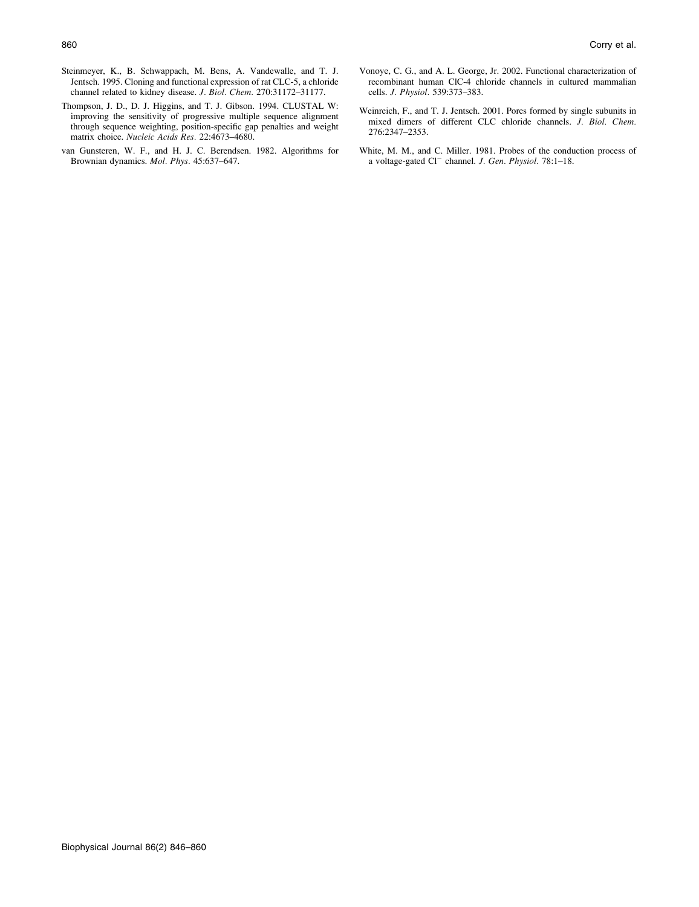Steinmeyer, K., B. Schwappach, M. Bens, A. Vandewalle, and T. J. Jentsch. 1995. Cloning and functional expression of rat CLC-5, a chloride channel related to kidney disease. *J. Biol. Chem.* 270:31172–31177.

Thompson, J. D., D. J. Higgins, and T. J. Gibson. 1994. CLUSTAL W: improving the sensitivity of progressive multiple sequence alignment through sequence weighting, position-specific gap penalties and weight matrix choice. *Nucleic Acids Res.* 22:4673–4680.

van Gunsteren, W. F., and H. J. C. Berendsen. 1982. Algorithms for Brownian dynamics. *Mol. Phys.* 45:637–647.

Vonoye, C. G., and A. L. George, Jr. 2002. Functional characterization of recombinant human ClC-4 chloride channels in cultured mammalian cells. *J. Physiol.* 539:373–383.

Weinreich, F., and T. J. Jentsch. 2001. Pores formed by single subunits in mixed dimers of different CLC chloride channels. *J. Biol. Chem.* 276:2347–2353.

White, M. M., and C. Miller. 1981. Probes of the conduction process of a voltage-gated $Cl^{-}$ channel. *J. Gen. Physiol.* 78:1–18.